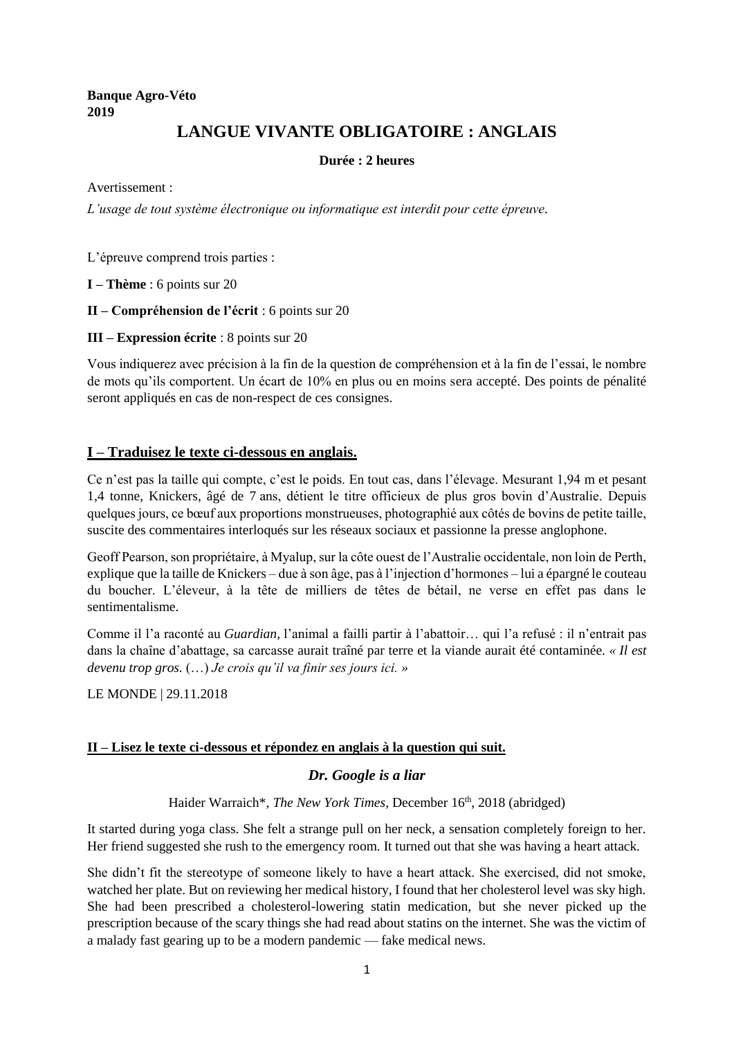**Banque Agro-Véto**
**2019**

# LANGUE VIVANTE OBLIGATOIRE : ANGLAIS

**Durée : 2 heures**

Avertissement :

*L'usage de tout système électronique ou informatique est interdit pour cette épreuve.*

L'épreuve comprend trois parties :

**I – Thème** : 6 points sur 20

**II – Compréhension de l'écrit** : 6 points sur 20

**III – Expression écrite** : 8 points sur 20

Vous indiquerez avec précision à la fin de la question de compréhension et à la fin de l'essai, le nombre de mots qu'ils comportent. Un écart de 10% en plus ou en moins sera accepté. Des points de pénalité seront appliqués en cas de non-respect de ces consignes.

## I – Traduisez le texte ci-dessous en anglais.

Ce n'est pas la taille qui compte, c'est le poids. En tout cas, dans l'élevage. Mesurant 1,94 m et pesant 1,4 tonne, Knickers, âgé de 7 ans, détient le titre officieux de plus gros bovin d'Australie. Depuis quelques jours, ce bœuf aux proportions monstrueuses, photographié aux côtés de bovins de petite taille, suscite des commentaires interloqués sur les réseaux sociaux et passionne la presse anglophone.

Geoff Pearson, son propriétaire, à Myalup, sur la côte ouest de l'Australie occidentale, non loin de Perth, explique que la taille de Knickers – due à son âge, pas à l'injection d'hormones – lui a épargné le couteau du boucher. L'éleveur, à la tête de milliers de têtes de bétail, ne verse en effet pas dans le sentimentalisme.

Comme il l'a raconté au *Guardian*, l'animal a failli partir à l'abattoir… qui l'a refusé : il n'entrait pas dans la chaîne d'abattage, sa carcasse aurait traîné par terre et la viande aurait été contaminée. *« Il est devenu trop gros.* (…) *Je crois qu'il va finir ses jours ici. »*

LE MONDE | 29.11.2018

## II – Lisez le texte ci-dessous et répondez en anglais à la question qui suit.

### *Dr. Google is a liar*

Haider Warraich*, *The New York Times*, December 16th, 2018 (abridged)

It started during yoga class. She felt a strange pull on her neck, a sensation completely foreign to her. Her friend suggested she rush to the emergency room. It turned out that she was having a heart attack.

She didn't fit the stereotype of someone likely to have a heart attack. She exercised, did not smoke, watched her plate. But on reviewing her medical history, I found that her cholesterol level was sky high. She had been prescribed a cholesterol-lowering statin medication, but she never picked up the prescription because of the scary things she had read about statins on the internet. She was the victim of a malady fast gearing up to be a modern pandemic — fake medical news.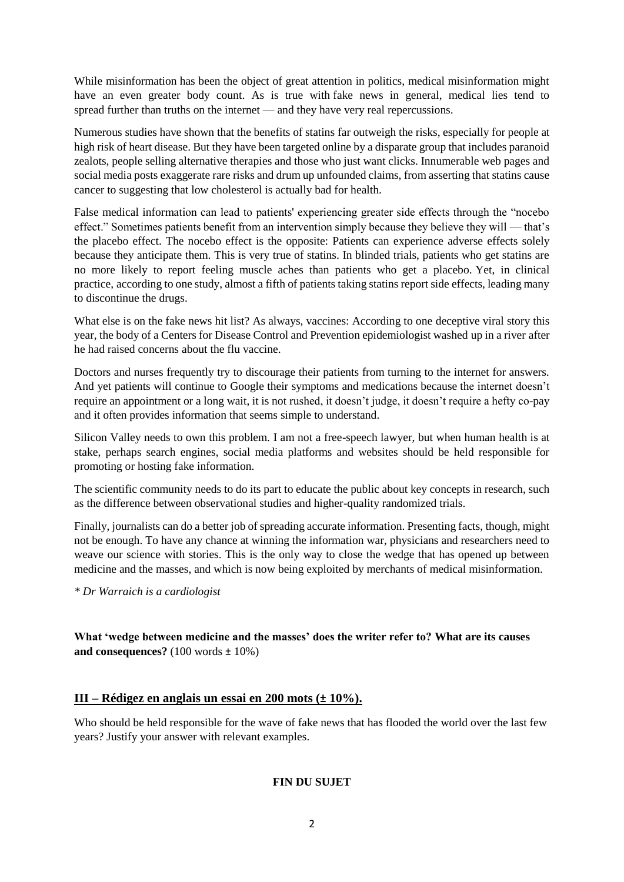While misinformation has been the object of great attention in politics, medical misinformation might have an even greater body count. As is true with fake news in general, medical lies tend to spread further than truths on the internet — and they have very real repercussions.

Numerous studies have shown that the benefits of statins far outweigh the risks, especially for people at high risk of heart disease. But they have been targeted online by a disparate group that includes paranoid zealots, people selling alternative therapies and those who just want clicks. Innumerable web pages and social media posts exaggerate rare risks and drum up unfounded claims, from asserting that statins cause cancer to suggesting that low cholesterol is actually bad for health.

False medical information can lead to patients' experiencing greater side effects through the "nocebo effect." Sometimes patients benefit from an intervention simply because they believe they will — that's the placebo effect. The nocebo effect is the opposite: Patients can experience adverse effects solely because they anticipate them. This is very true of statins. In blinded trials, patients who get statins are no more likely to report feeling muscle aches than patients who get a placebo. Yet, in clinical practice, according to one study, almost a fifth of patients taking statins report side effects, leading many to discontinue the drugs.

What else is on the fake news hit list? As always, vaccines: According to one deceptive viral story this year, the body of a Centers for Disease Control and Prevention epidemiologist washed up in a river after he had raised concerns about the flu vaccine.

Doctors and nurses frequently try to discourage their patients from turning to the internet for answers. And yet patients will continue to Google their symptoms and medications because the internet doesn't require an appointment or a long wait, it is not rushed, it doesn't judge, it doesn't require a hefty co-pay and it often provides information that seems simple to understand.

Silicon Valley needs to own this problem. I am not a free-speech lawyer, but when human health is at stake, perhaps search engines, social media platforms and websites should be held responsible for promoting or hosting fake information.

The scientific community needs to do its part to educate the public about key concepts in research, such as the difference between observational studies and higher-quality randomized trials.

Finally, journalists can do a better job of spreading accurate information. Presenting facts, though, might not be enough. To have any chance at winning the information war, physicians and researchers need to weave our science with stories. This is the only way to close the wedge that has opened up between medicine and the masses, and which is now being exploited by merchants of medical misinformation.

*\* Dr Warraich is a cardiologist*

**What 'wedge between medicine and the masses' does the writer refer to? What are its causes and consequences?** (100 words ± 10%)

## III – Rédigez en anglais un essai en 200 mots (± 10%).

Who should be held responsible for the wave of fake news that has flooded the world over the last few years? Justify your answer with relevant examples.

**FIN DU SUJET**